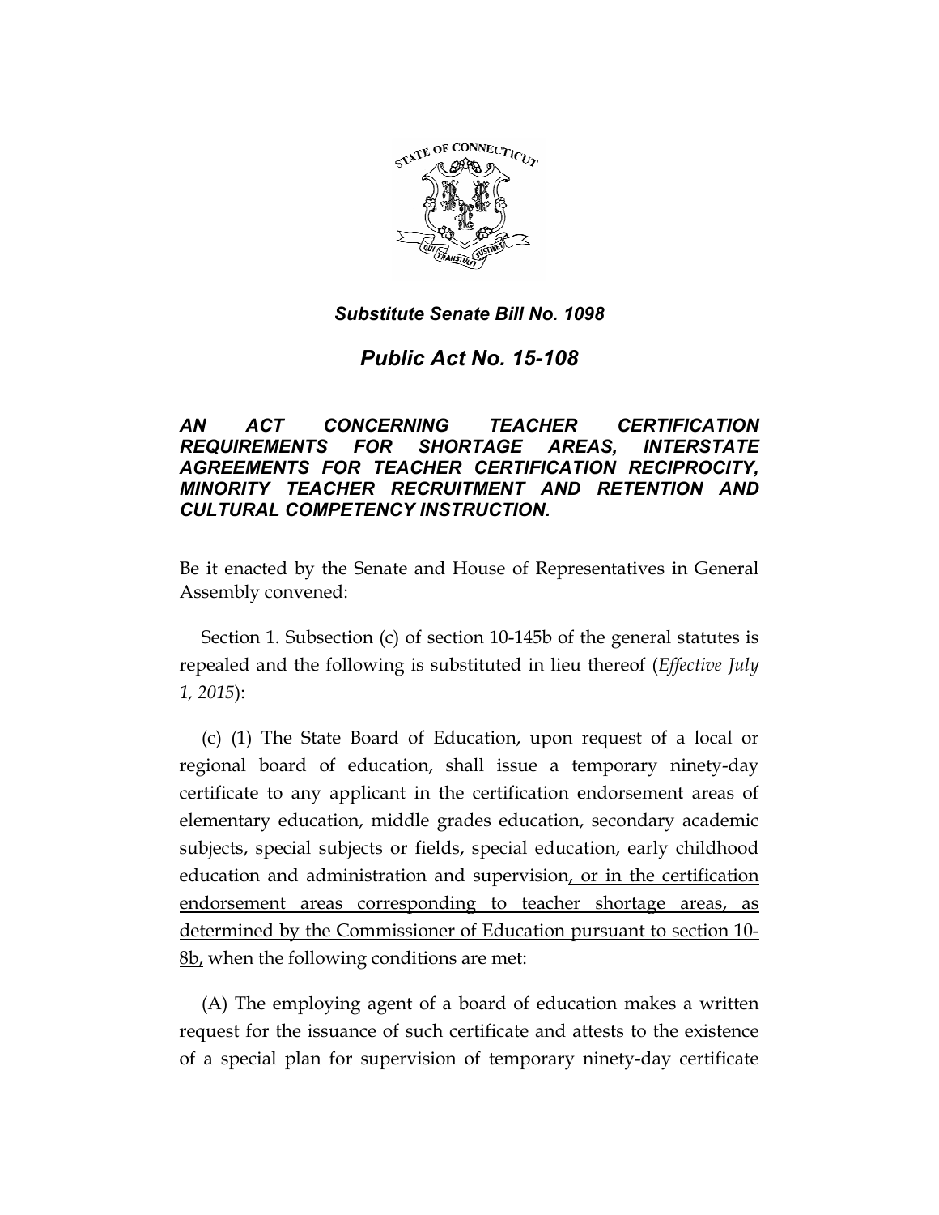***Substitute Senate Bill No. 1098***

## *Public Act No. 15-108*

### *AN ACT CONCERNING TEACHER CERTIFICATION REQUIREMENTS FOR SHORTAGE AREAS, INTERSTATE AGREEMENTS FOR TEACHER CERTIFICATION RECIPROCITY, MINORITY TEACHER RECRUITMENT AND RETENTION AND CULTURAL COMPETENCY INSTRUCTION.*

Be it enacted by the Senate and House of Representatives in General Assembly convened:

Section 1. Subsection (c) of section 10-145b of the general statutes is repealed and the following is substituted in lieu thereof (*Effective July 1, 2015*):

(c) (1) The State Board of Education, upon request of a local or regional board of education, shall issue a temporary ninety-day certificate to any applicant in the certification endorsement areas of elementary education, middle grades education, secondary academic subjects, special subjects or fields, special education, early childhood education and administration and supervision<u>, or in the certification endorsement areas corresponding to teacher shortage areas, as determined by the Commissioner of Education pursuant to section 10-8b,</u> when the following conditions are met:

(A) The employing agent of a board of education makes a written request for the issuance of such certificate and attests to the existence of a special plan for supervision of temporary ninety-day certificate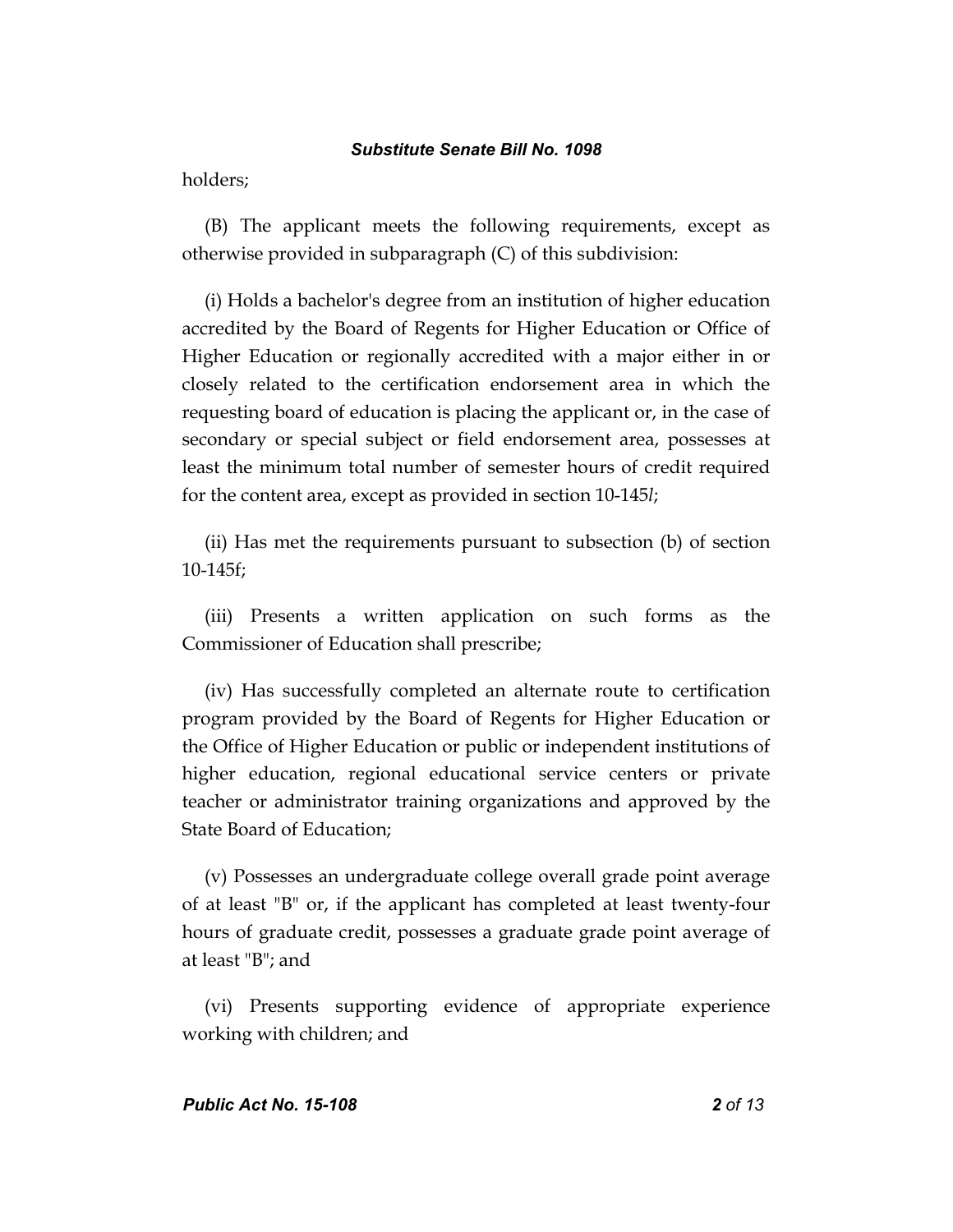holders;

(B) The applicant meets the following requirements, except as otherwise provided in subparagraph (C) of this subdivision:

(i) Holds a bachelor's degree from an institution of higher education accredited by the Board of Regents for Higher Education or Office of Higher Education or regionally accredited with a major either in or closely related to the certification endorsement area in which the requesting board of education is placing the applicant or, in the case of secondary or special subject or field endorsement area, possesses at least the minimum total number of semester hours of credit required for the content area, except as provided in section 10-145*l*;

(ii) Has met the requirements pursuant to subsection (b) of section 10-145f;

(iii) Presents a written application on such forms as the Commissioner of Education shall prescribe;

(iv) Has successfully completed an alternate route to certification program provided by the Board of Regents for Higher Education or the Office of Higher Education or public or independent institutions of higher education, regional educational service centers or private teacher or administrator training organizations and approved by the State Board of Education;

(v) Possesses an undergraduate college overall grade point average of at least "B" or, if the applicant has completed at least twenty-four hours of graduate credit, possesses a graduate grade point average of at least "B"; and

(vi) Presents supporting evidence of appropriate experience working with children; and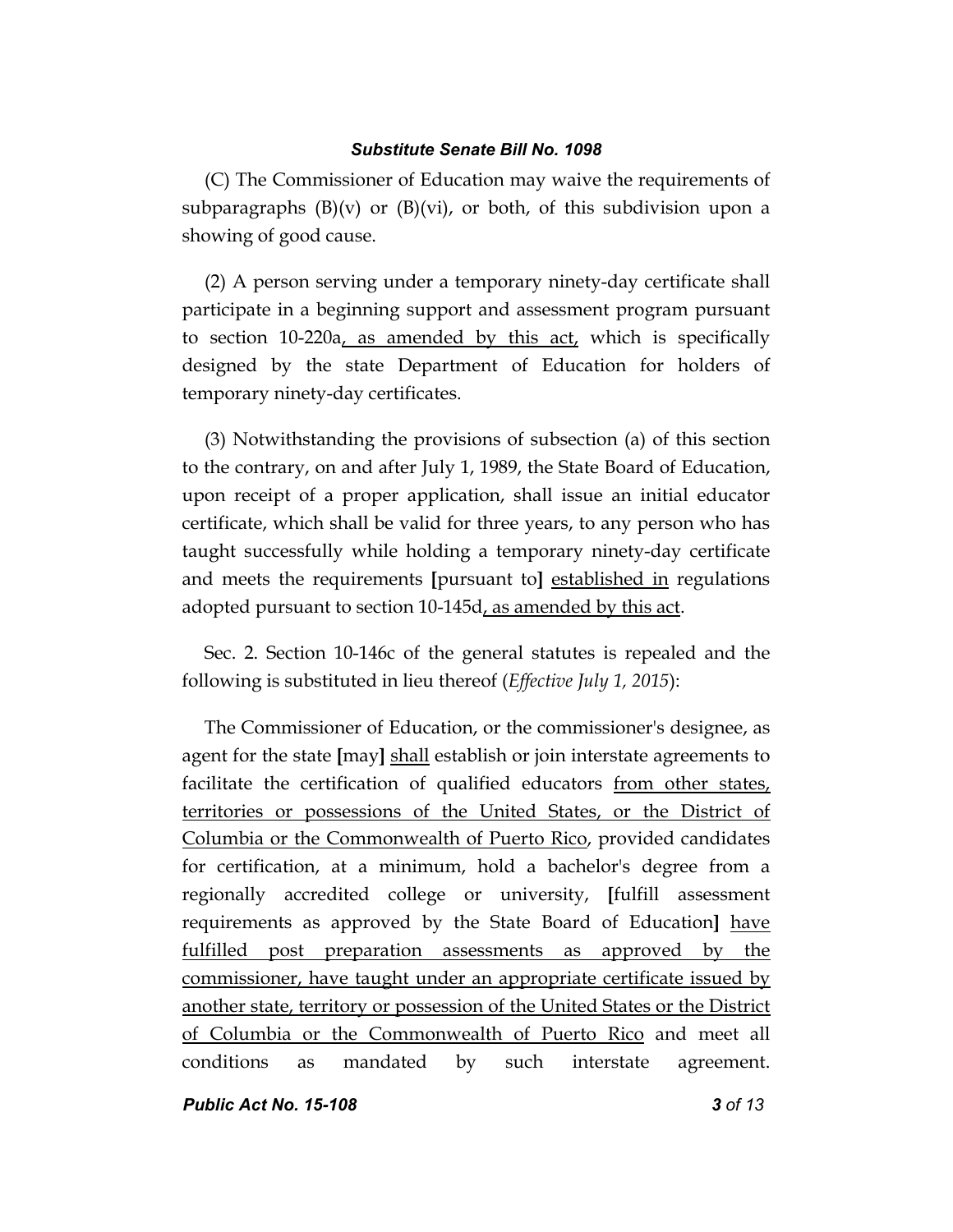(C) The Commissioner of Education may waive the requirements of subparagraphs (B)(v) or (B)(vi), or both, of this subdivision upon a showing of good cause.

(2) A person serving under a temporary ninety-day certificate shall participate in a beginning support and assessment program pursuant to section 10-220a, as amended by this act, which is specifically designed by the state Department of Education for holders of temporary ninety-day certificates.

(3) Notwithstanding the provisions of subsection (a) of this section to the contrary, on and after July 1, 1989, the State Board of Education, upon receipt of a proper application, shall issue an initial educator certificate, which shall be valid for three years, to any person who has taught successfully while holding a temporary ninety-day certificate and meets the requirements [pursuant to] established in regulations adopted pursuant to section 10-145d, as amended by this act.

Sec. 2. Section 10-146c of the general statutes is repealed and the following is substituted in lieu thereof (*Effective July 1, 2015*):

The Commissioner of Education, or the commissioner's designee, as agent for the state [may] shall establish or join interstate agreements to facilitate the certification of qualified educators from other states, territories or possessions of the United States, or the District of Columbia or the Commonwealth of Puerto Rico, provided candidates for certification, at a minimum, hold a bachelor's degree from a regionally accredited college or university, [fulfill assessment requirements as approved by the State Board of Education] have fulfilled post preparation assessments as approved by the commissioner, have taught under an appropriate certificate issued by another state, territory or possession of the United States or the District of Columbia or the Commonwealth of Puerto Rico and meet all conditions as mandated by such interstate agreement.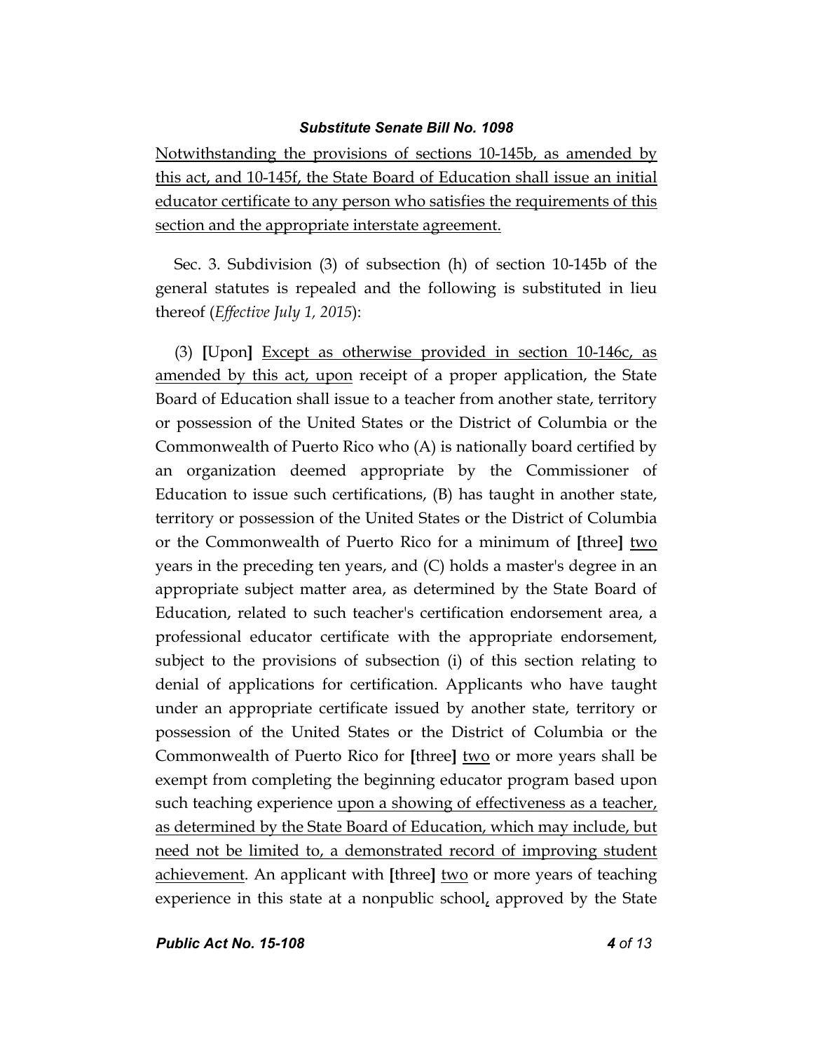Notwithstanding the provisions of sections 10-145b, as amended by this act, and 10-145f, the State Board of Education shall issue an initial educator certificate to any person who satisfies the requirements of this section and the appropriate interstate agreement.

Sec. 3. Subdivision (3) of subsection (h) of section 10-145b of the general statutes is repealed and the following is substituted in lieu thereof (*Effective July 1, 2015*):

(3) **[**Upon**]** Except as otherwise provided in section 10-146c, as amended by this act, upon receipt of a proper application, the State Board of Education shall issue to a teacher from another state, territory or possession of the United States or the District of Columbia or the Commonwealth of Puerto Rico who (A) is nationally board certified by an organization deemed appropriate by the Commissioner of Education to issue such certifications, (B) has taught in another state, territory or possession of the United States or the District of Columbia or the Commonwealth of Puerto Rico for a minimum of **[**three**]** two years in the preceding ten years, and (C) holds a master's degree in an appropriate subject matter area, as determined by the State Board of Education, related to such teacher's certification endorsement area, a professional educator certificate with the appropriate endorsement, subject to the provisions of subsection (i) of this section relating to denial of applications for certification. Applicants who have taught under an appropriate certificate issued by another state, territory or possession of the United States or the District of Columbia or the Commonwealth of Puerto Rico for **[**three**]** two or more years shall be exempt from completing the beginning educator program based upon such teaching experience upon a showing of effectiveness as a teacher, as determined by the State Board of Education, which may include, but need not be limited to, a demonstrated record of improving student achievement. An applicant with **[**three**]** two or more years of teaching experience in this state at a nonpublic school, approved by the State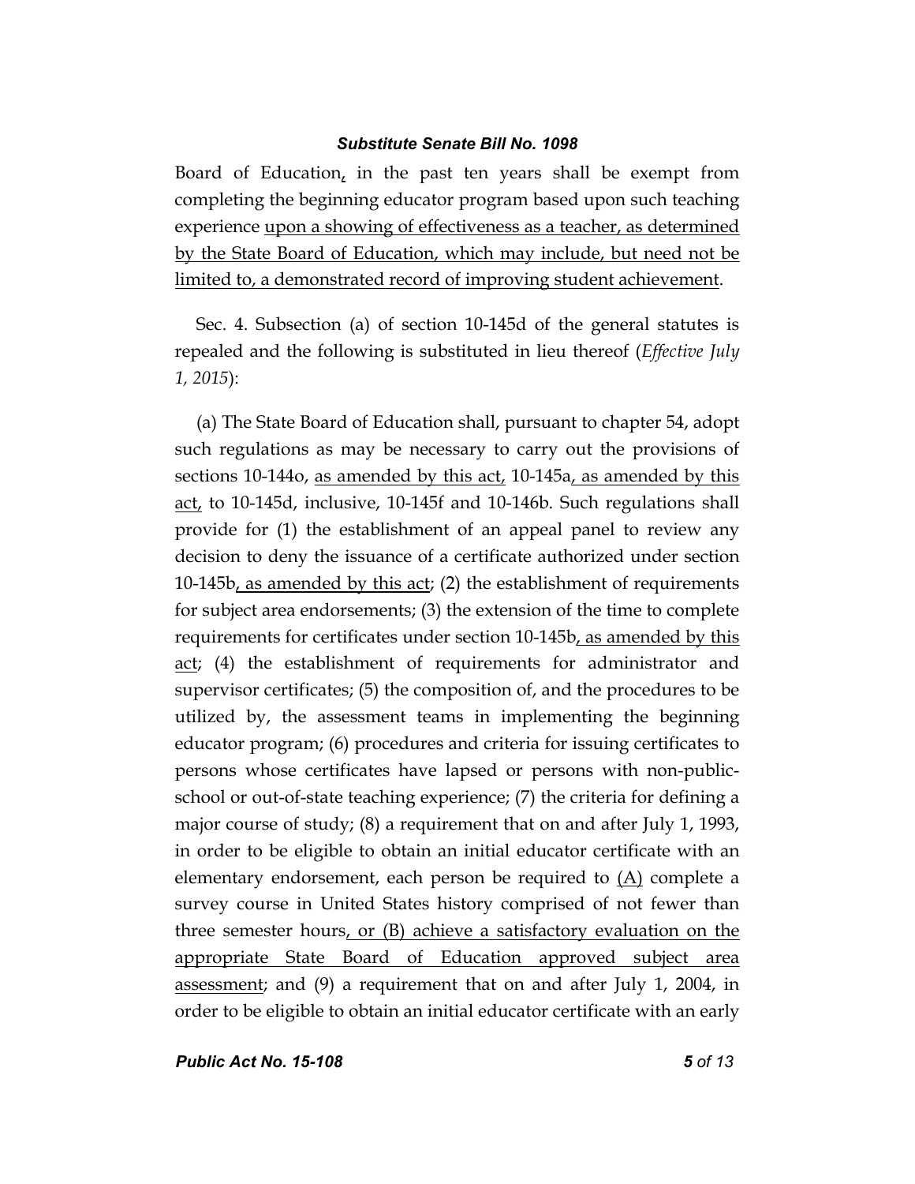Board of Education, in the past ten years shall be exempt from completing the beginning educator program based upon such teaching experience upon a showing of effectiveness as a teacher, as determined by the State Board of Education, which may include, but need not be limited to, a demonstrated record of improving student achievement.

Sec. 4. Subsection (a) of section 10-145d of the general statutes is repealed and the following is substituted in lieu thereof (*Effective July 1, 2015*):

(a) The State Board of Education shall, pursuant to chapter 54, adopt such regulations as may be necessary to carry out the provisions of sections 10-144o, as amended by this act, 10-145a, as amended by this act, to 10-145d, inclusive, 10-145f and 10-146b. Such regulations shall provide for (1) the establishment of an appeal panel to review any decision to deny the issuance of a certificate authorized under section 10-145b, as amended by this act; (2) the establishment of requirements for subject area endorsements; (3) the extension of the time to complete requirements for certificates under section 10-145b, as amended by this act; (4) the establishment of requirements for administrator and supervisor certificates; (5) the composition of, and the procedures to be utilized by, the assessment teams in implementing the beginning educator program; (6) procedures and criteria for issuing certificates to persons whose certificates have lapsed or persons with non-public-school or out-of-state teaching experience; (7) the criteria for defining a major course of study; (8) a requirement that on and after July 1, 1993, in order to be eligible to obtain an initial educator certificate with an elementary endorsement, each person be required to (A) complete a survey course in United States history comprised of not fewer than three semester hours, or (B) achieve a satisfactory evaluation on the appropriate State Board of Education approved subject area assessment; and (9) a requirement that on and after July 1, 2004, in order to be eligible to obtain an initial educator certificate with an early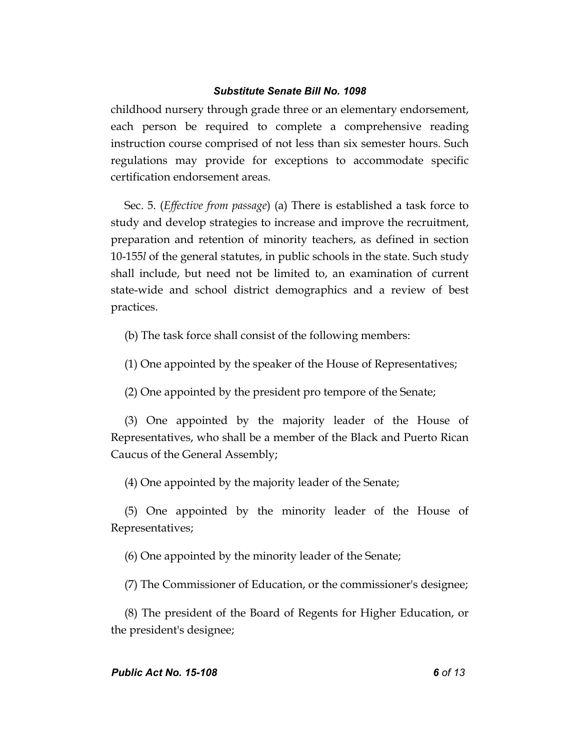childhood nursery through grade three or an elementary endorsement, each person be required to complete a comprehensive reading instruction course comprised of not less than six semester hours. Such regulations may provide for exceptions to accommodate specific certification endorsement areas.

Sec. 5. (*Effective from passage*) (a) There is established a task force to study and develop strategies to increase and improve the recruitment, preparation and retention of minority teachers, as defined in section 10-155*l* of the general statutes, in public schools in the state. Such study shall include, but need not be limited to, an examination of current state-wide and school district demographics and a review of best practices.

(b) The task force shall consist of the following members:

(1) One appointed by the speaker of the House of Representatives;

(2) One appointed by the president pro tempore of the Senate;

(3) One appointed by the majority leader of the House of Representatives, who shall be a member of the Black and Puerto Rican Caucus of the General Assembly;

(4) One appointed by the majority leader of the Senate;

(5) One appointed by the minority leader of the House of Representatives;

(6) One appointed by the minority leader of the Senate;

(7) The Commissioner of Education, or the commissioner's designee;

(8) The president of the Board of Regents for Higher Education, or the president's designee;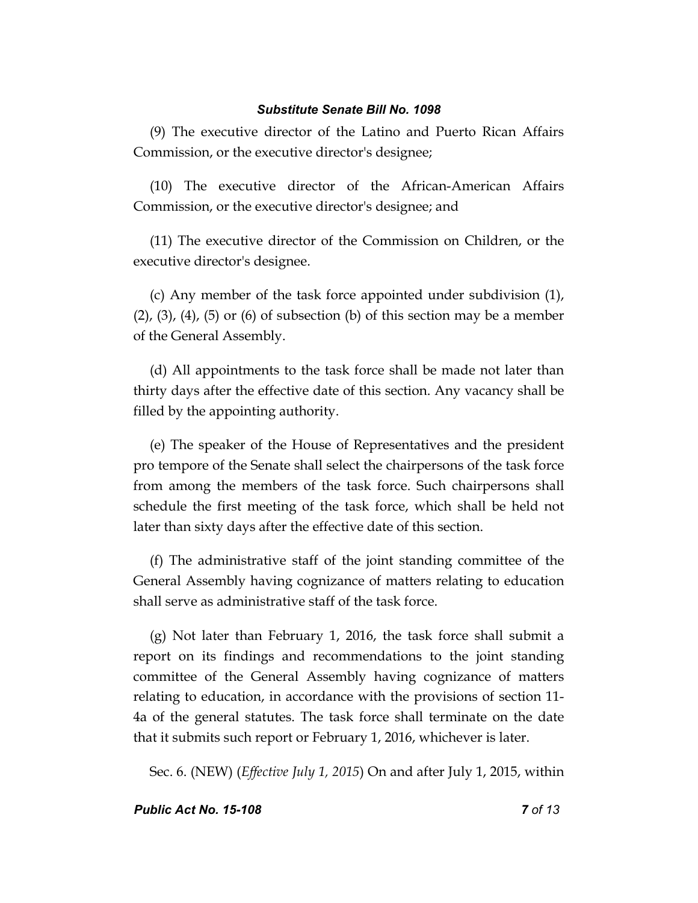(9) The executive director of the Latino and Puerto Rican Affairs Commission, or the executive director's designee;

(10) The executive director of the African-American Affairs Commission, or the executive director's designee; and

(11) The executive director of the Commission on Children, or the executive director's designee.

(c) Any member of the task force appointed under subdivision (1), (2), (3), (4), (5) or (6) of subsection (b) of this section may be a member of the General Assembly.

(d) All appointments to the task force shall be made not later than thirty days after the effective date of this section. Any vacancy shall be filled by the appointing authority.

(e) The speaker of the House of Representatives and the president pro tempore of the Senate shall select the chairpersons of the task force from among the members of the task force. Such chairpersons shall schedule the first meeting of the task force, which shall be held not later than sixty days after the effective date of this section.

(f) The administrative staff of the joint standing committee of the General Assembly having cognizance of matters relating to education shall serve as administrative staff of the task force.

(g) Not later than February 1, 2016, the task force shall submit a report on its findings and recommendations to the joint standing committee of the General Assembly having cognizance of matters relating to education, in accordance with the provisions of section 11-4a of the general statutes. The task force shall terminate on the date that it submits such report or February 1, 2016, whichever is later.

Sec. 6. (NEW) (*Effective July 1, 2015*) On and after July 1, 2015, within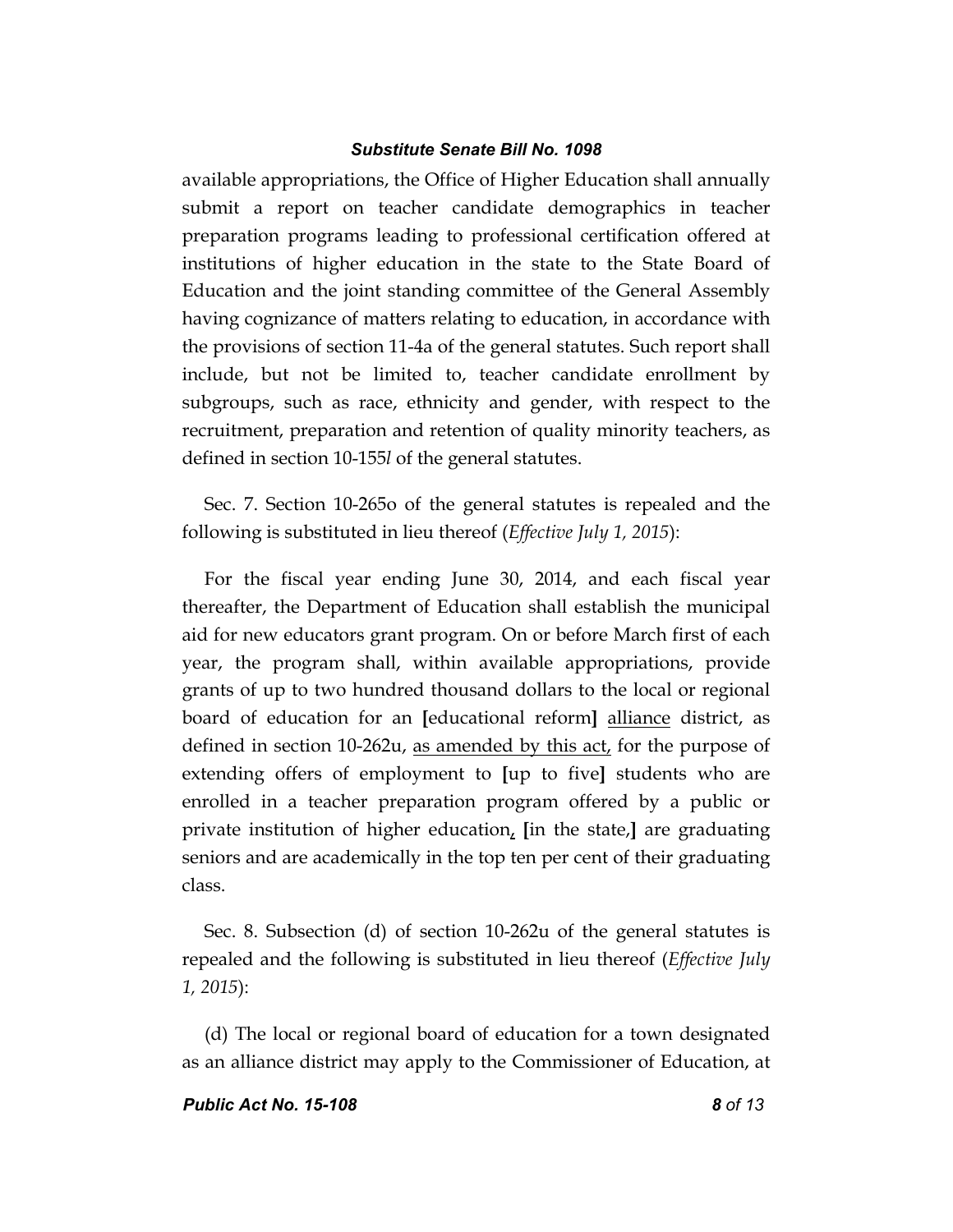available appropriations, the Office of Higher Education shall annually submit a report on teacher candidate demographics in teacher preparation programs leading to professional certification offered at institutions of higher education in the state to the State Board of Education and the joint standing committee of the General Assembly having cognizance of matters relating to education, in accordance with the provisions of section 11-4a of the general statutes. Such report shall include, but not be limited to, teacher candidate enrollment by subgroups, such as race, ethnicity and gender, with respect to the recruitment, preparation and retention of quality minority teachers, as defined in section 10-155*l* of the general statutes.

Sec. 7. Section 10-265o of the general statutes is repealed and the following is substituted in lieu thereof (*Effective July 1, 2015*):

For the fiscal year ending June 30, 2014, and each fiscal year thereafter, the Department of Education shall establish the municipal aid for new educators grant program. On or before March first of each year, the program shall, within available appropriations, provide grants of up to two hundred thousand dollars to the local or regional board of education for an **[**educational reform**]** <u>alliance</u> district, as defined in section 10-262u, <u>as amended by this act,</u> for the purpose of extending offers of employment to **[**up to five**]** students who are enrolled in a teacher preparation program offered by a public or private institution of higher education<u>,</u> **[**in the state,**]** are graduating seniors and are academically in the top ten per cent of their graduating class.

Sec. 8. Subsection (d) of section 10-262u of the general statutes is repealed and the following is substituted in lieu thereof (*Effective July 1, 2015*):

(d) The local or regional board of education for a town designated as an alliance district may apply to the Commissioner of Education, at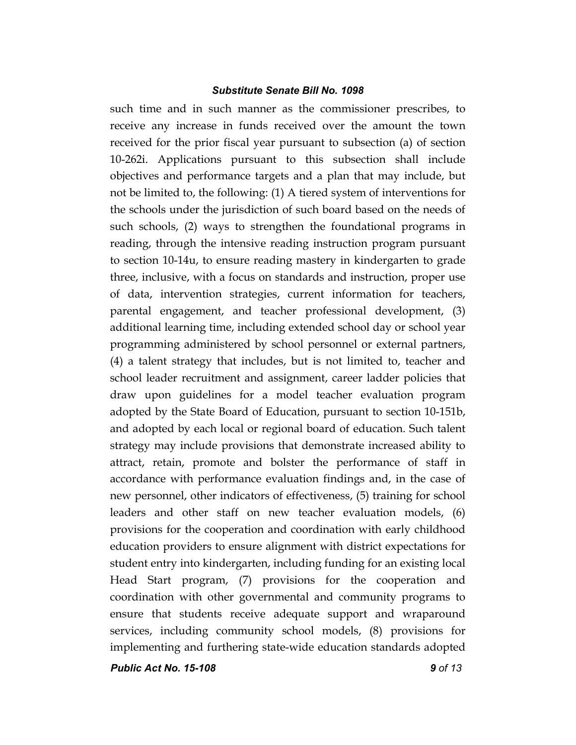such time and in such manner as the commissioner prescribes, to receive any increase in funds received over the amount the town received for the prior fiscal year pursuant to subsection (a) of section 10-262i. Applications pursuant to this subsection shall include objectives and performance targets and a plan that may include, but not be limited to, the following: (1) A tiered system of interventions for the schools under the jurisdiction of such board based on the needs of such schools, (2) ways to strengthen the foundational programs in reading, through the intensive reading instruction program pursuant to section 10-14u, to ensure reading mastery in kindergarten to grade three, inclusive, with a focus on standards and instruction, proper use of data, intervention strategies, current information for teachers, parental engagement, and teacher professional development, (3) additional learning time, including extended school day or school year programming administered by school personnel or external partners, (4) a talent strategy that includes, but is not limited to, teacher and school leader recruitment and assignment, career ladder policies that draw upon guidelines for a model teacher evaluation program adopted by the State Board of Education, pursuant to section 10-151b, and adopted by each local or regional board of education. Such talent strategy may include provisions that demonstrate increased ability to attract, retain, promote and bolster the performance of staff in accordance with performance evaluation findings and, in the case of new personnel, other indicators of effectiveness, (5) training for school leaders and other staff on new teacher evaluation models, (6) provisions for the cooperation and coordination with early childhood education providers to ensure alignment with district expectations for student entry into kindergarten, including funding for an existing local Head Start program, (7) provisions for the cooperation and coordination with other governmental and community programs to ensure that students receive adequate support and wraparound services, including community school models, (8) provisions for implementing and furthering state-wide education standards adopted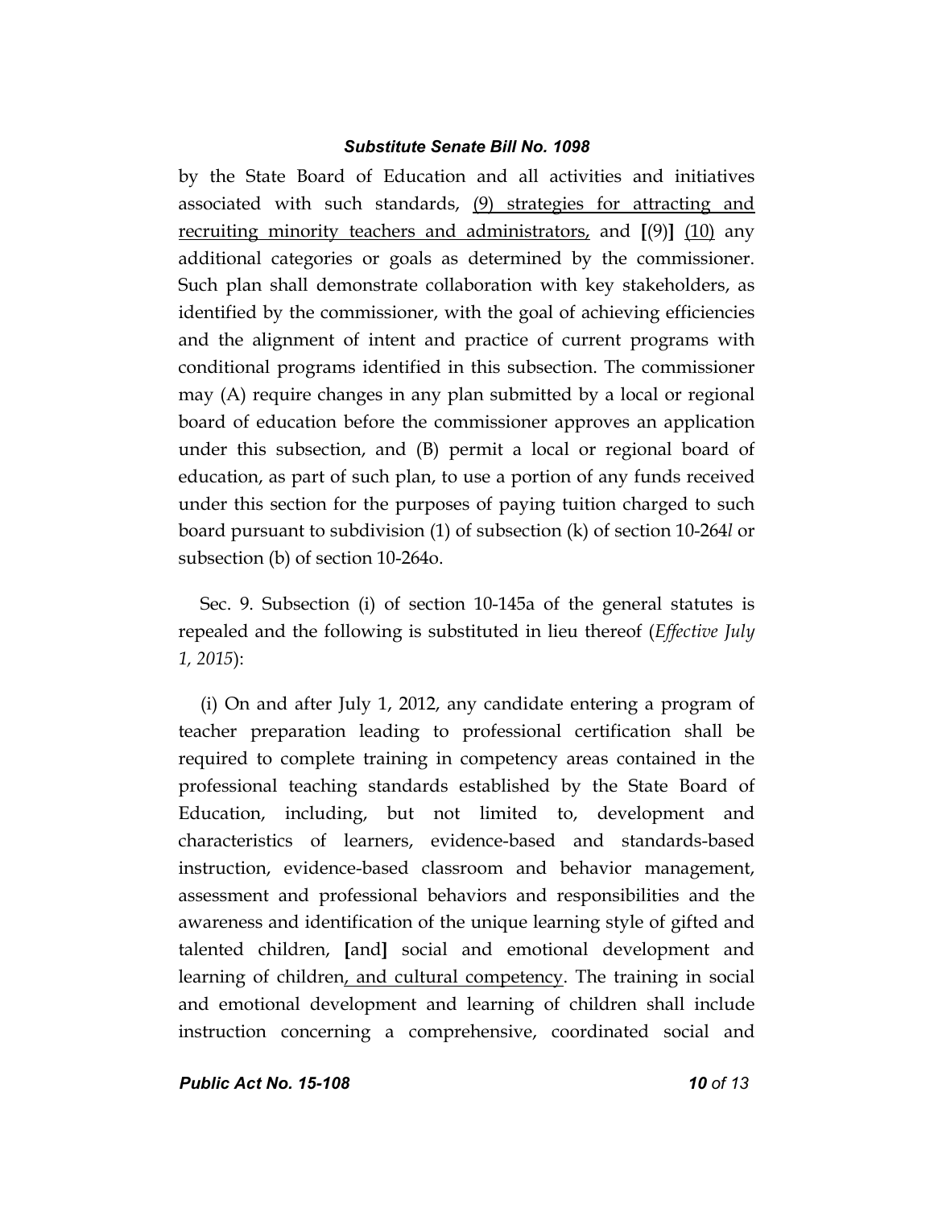by the State Board of Education and all activities and initiatives associated with such standards, <u>(9) strategies for attracting and recruiting minority teachers and administrators,</u> and **[**(9)**]** <u>(10)</u> any additional categories or goals as determined by the commissioner. Such plan shall demonstrate collaboration with key stakeholders, as identified by the commissioner, with the goal of achieving efficiencies and the alignment of intent and practice of current programs with conditional programs identified in this subsection. The commissioner may (A) require changes in any plan submitted by a local or regional board of education before the commissioner approves an application under this subsection, and (B) permit a local or regional board of education, as part of such plan, to use a portion of any funds received under this section for the purposes of paying tuition charged to such board pursuant to subdivision (1) of subsection (k) of section 10-264*l* or subsection (b) of section 10-264o.

Sec. 9. Subsection (i) of section 10-145a of the general statutes is repealed and the following is substituted in lieu thereof (*Effective July 1, 2015*):

(i) On and after July 1, 2012, any candidate entering a program of teacher preparation leading to professional certification shall be required to complete training in competency areas contained in the professional teaching standards established by the State Board of Education, including, but not limited to, development and characteristics of learners, evidence-based and standards-based instruction, evidence-based classroom and behavior management, assessment and professional behaviors and responsibilities and the awareness and identification of the unique learning style of gifted and talented children, **[**and**]** social and emotional development and learning of children<u>, and cultural competency</u>. The training in social and emotional development and learning of children shall include instruction concerning a comprehensive, coordinated social and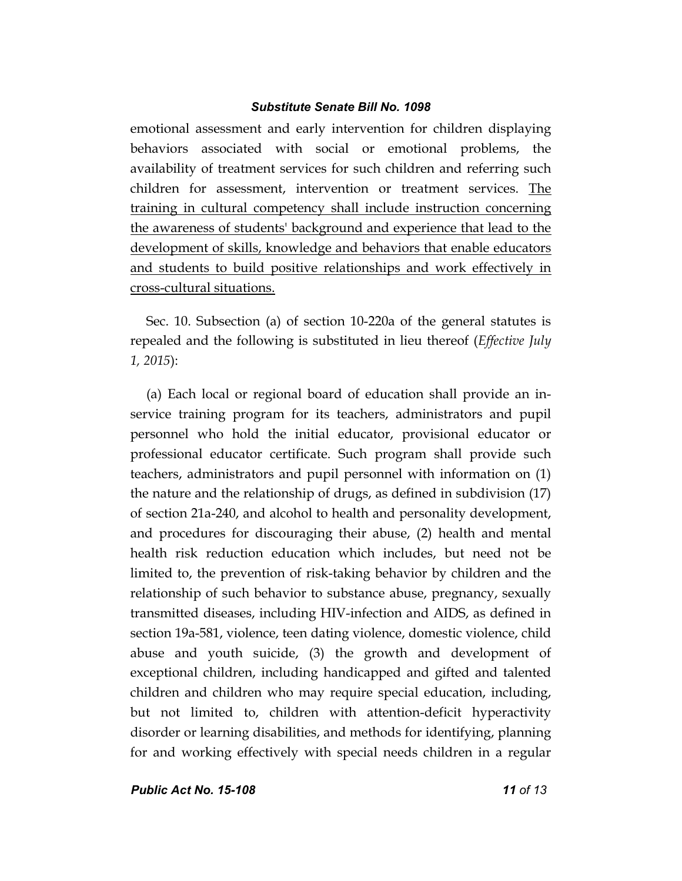emotional assessment and early intervention for children displaying behaviors associated with social or emotional problems, the availability of treatment services for such children and referring such children for assessment, intervention or treatment services. <u>The training in cultural competency shall include instruction concerning the awareness of students' background and experience that lead to the development of skills, knowledge and behaviors that enable educators and students to build positive relationships and work effectively in cross-cultural situations.</u>

Sec. 10. Subsection (a) of section 10-220a of the general statutes is repealed and the following is substituted in lieu thereof (*Effective July 1, 2015*):

(a) Each local or regional board of education shall provide an in-service training program for its teachers, administrators and pupil personnel who hold the initial educator, provisional educator or professional educator certificate. Such program shall provide such teachers, administrators and pupil personnel with information on (1) the nature and the relationship of drugs, as defined in subdivision (17) of section 21a-240, and alcohol to health and personality development, and procedures for discouraging their abuse, (2) health and mental health risk reduction education which includes, but need not be limited to, the prevention of risk-taking behavior by children and the relationship of such behavior to substance abuse, pregnancy, sexually transmitted diseases, including HIV-infection and AIDS, as defined in section 19a-581, violence, teen dating violence, domestic violence, child abuse and youth suicide, (3) the growth and development of exceptional children, including handicapped and gifted and talented children and children who may require special education, including, but not limited to, children with attention-deficit hyperactivity disorder or learning disabilities, and methods for identifying, planning for and working effectively with special needs children in a regular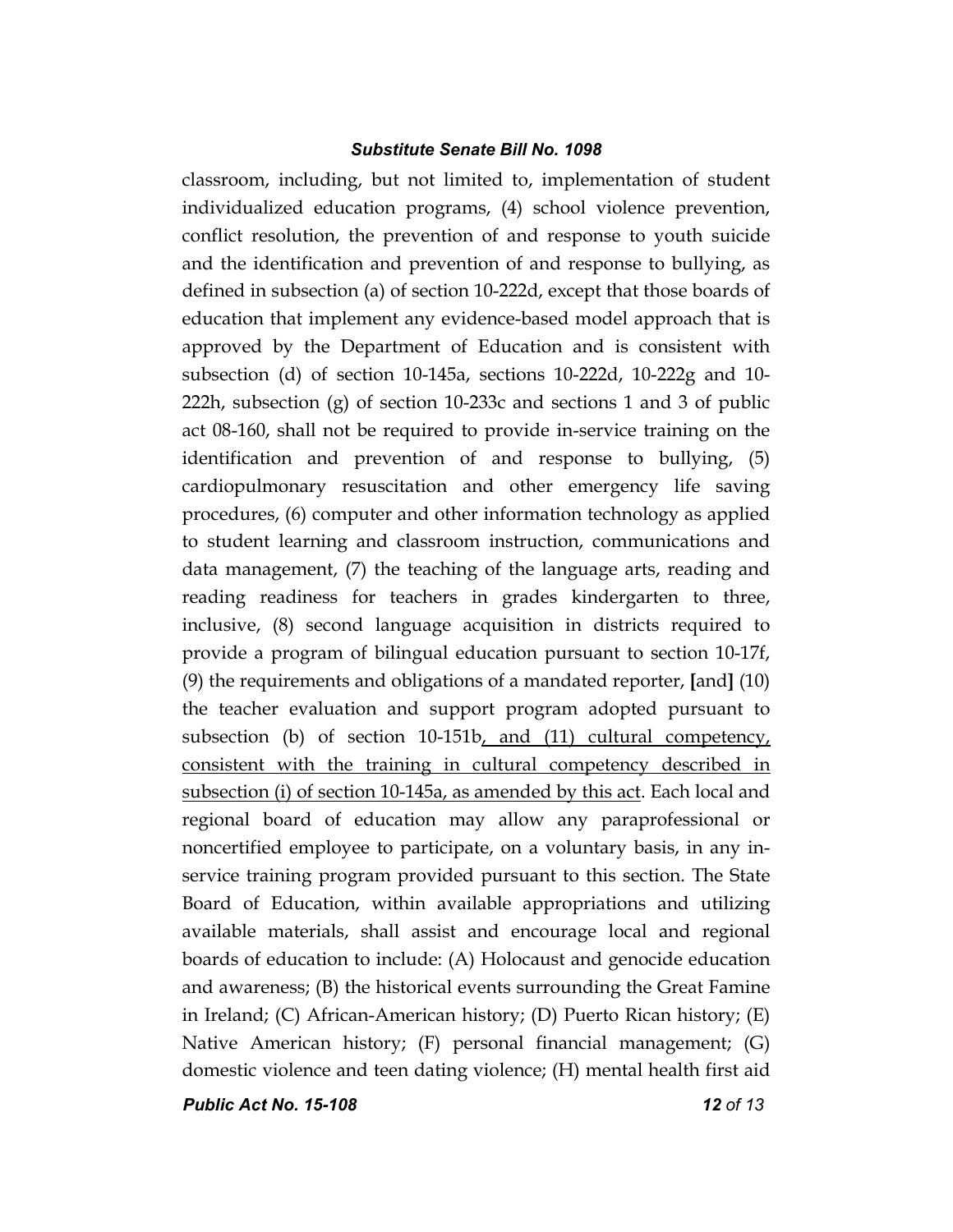classroom, including, but not limited to, implementation of student individualized education programs, (4) school violence prevention, conflict resolution, the prevention of and response to youth suicide and the identification and prevention of and response to bullying, as defined in subsection (a) of section 10-222d, except that those boards of education that implement any evidence-based model approach that is approved by the Department of Education and is consistent with subsection (d) of section 10-145a, sections 10-222d, 10-222g and 10-222h, subsection (g) of section 10-233c and sections 1 and 3 of public act 08-160, shall not be required to provide in-service training on the identification and prevention of and response to bullying, (5) cardiopulmonary resuscitation and other emergency life saving procedures, (6) computer and other information technology as applied to student learning and classroom instruction, communications and data management, (7) the teaching of the language arts, reading and reading readiness for teachers in grades kindergarten to three, inclusive, (8) second language acquisition in districts required to provide a program of bilingual education pursuant to section 10-17f, (9) the requirements and obligations of a mandated reporter, [and] (10) the teacher evaluation and support program adopted pursuant to subsection (b) of section 10-151b, and (11) cultural competency, consistent with the training in cultural competency described in subsection (i) of section 10-145a, as amended by this act. Each local and regional board of education may allow any paraprofessional or noncertified employee to participate, on a voluntary basis, in any in-service training program provided pursuant to this section. The State Board of Education, within available appropriations and utilizing available materials, shall assist and encourage local and regional boards of education to include: (A) Holocaust and genocide education and awareness; (B) the historical events surrounding the Great Famine in Ireland; (C) African-American history; (D) Puerto Rican history; (E) Native American history; (F) personal financial management; (G) domestic violence and teen dating violence; (H) mental health first aid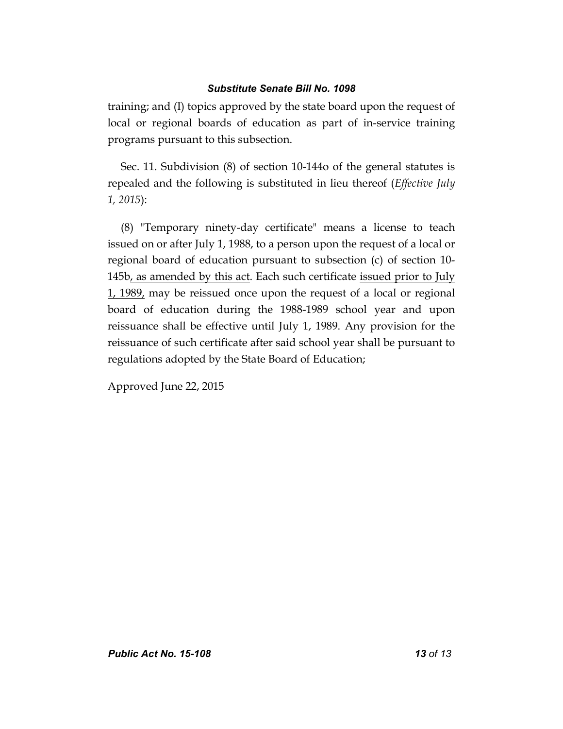training; and (I) topics approved by the state board upon the request of local or regional boards of education as part of in-service training programs pursuant to this subsection.

Sec. 11. Subdivision (8) of section 10-144o of the general statutes is repealed and the following is substituted in lieu thereof (*Effective July 1, 2015*):

(8) "Temporary ninety-day certificate" means a license to teach issued on or after July 1, 1988, to a person upon the request of a local or regional board of education pursuant to subsection (c) of section 10-145b<u>, as amended by this act</u>. Each such certificate <u>issued prior to July 1, 1989,</u> may be reissued once upon the request of a local or regional board of education during the 1988-1989 school year and upon reissuance shall be effective until July 1, 1989. Any provision for the reissuance of such certificate after said school year shall be pursuant to regulations adopted by the State Board of Education;

Approved June 22, 2015